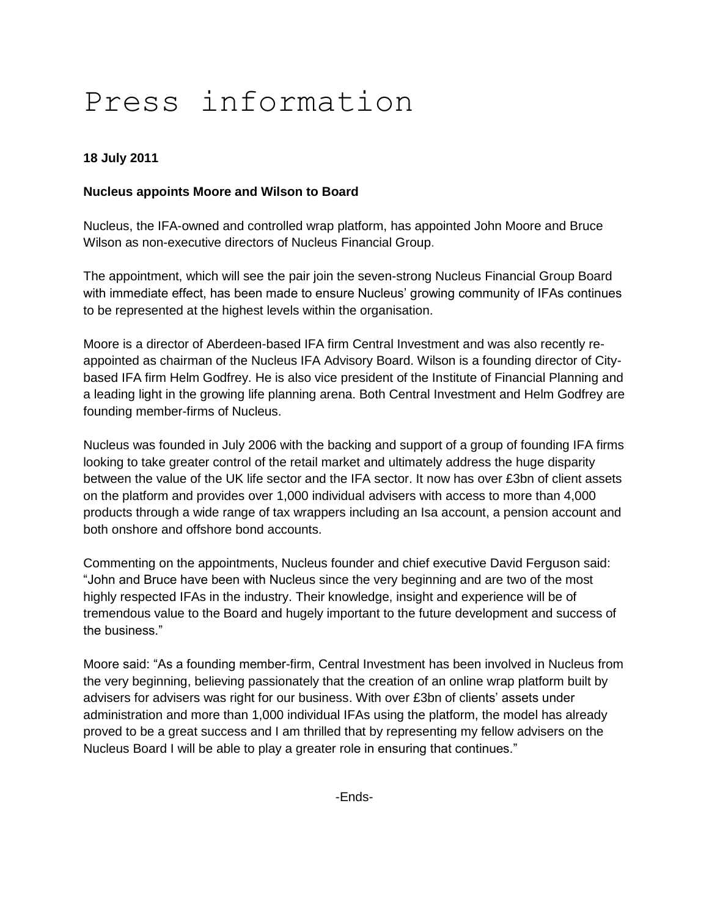# Press information

**18 July 2011**

**Nucleus appoints Moore and Wilson to Board**

Nucleus, the IFA-owned and controlled wrap platform, has appointed John Moore and Bruce Wilson as non-executive directors of Nucleus Financial Group.

The appointment, which will see the pair join the seven-strong Nucleus Financial Group Board with immediate effect, has been made to ensure Nucleus' growing community of IFAs continues to be represented at the highest levels within the organisation.

Moore is a director of Aberdeen-based IFA firm Central Investment and was also recently re-appointed as chairman of the Nucleus IFA Advisory Board. Wilson is a founding director of City-based IFA firm Helm Godfrey. He is also vice president of the Institute of Financial Planning and a leading light in the growing life planning arena. Both Central Investment and Helm Godfrey are founding member-firms of Nucleus.

Nucleus was founded in July 2006 with the backing and support of a group of founding IFA firms looking to take greater control of the retail market and ultimately address the huge disparity between the value of the UK life sector and the IFA sector. It now has over £3bn of client assets on the platform and provides over 1,000 individual advisers with access to more than 4,000 products through a wide range of tax wrappers including an Isa account, a pension account and both onshore and offshore bond accounts.

Commenting on the appointments, Nucleus founder and chief executive David Ferguson said: "John and Bruce have been with Nucleus since the very beginning and are two of the most highly respected IFAs in the industry. Their knowledge, insight and experience will be of tremendous value to the Board and hugely important to the future development and success of the business."

Moore said: "As a founding member-firm, Central Investment has been involved in Nucleus from the very beginning, believing passionately that the creation of an online wrap platform built by advisers for advisers was right for our business. With over £3bn of clients' assets under administration and more than 1,000 individual IFAs using the platform, the model has already proved to be a great success and I am thrilled that by representing my fellow advisers on the Nucleus Board I will be able to play a greater role in ensuring that continues."

-Ends-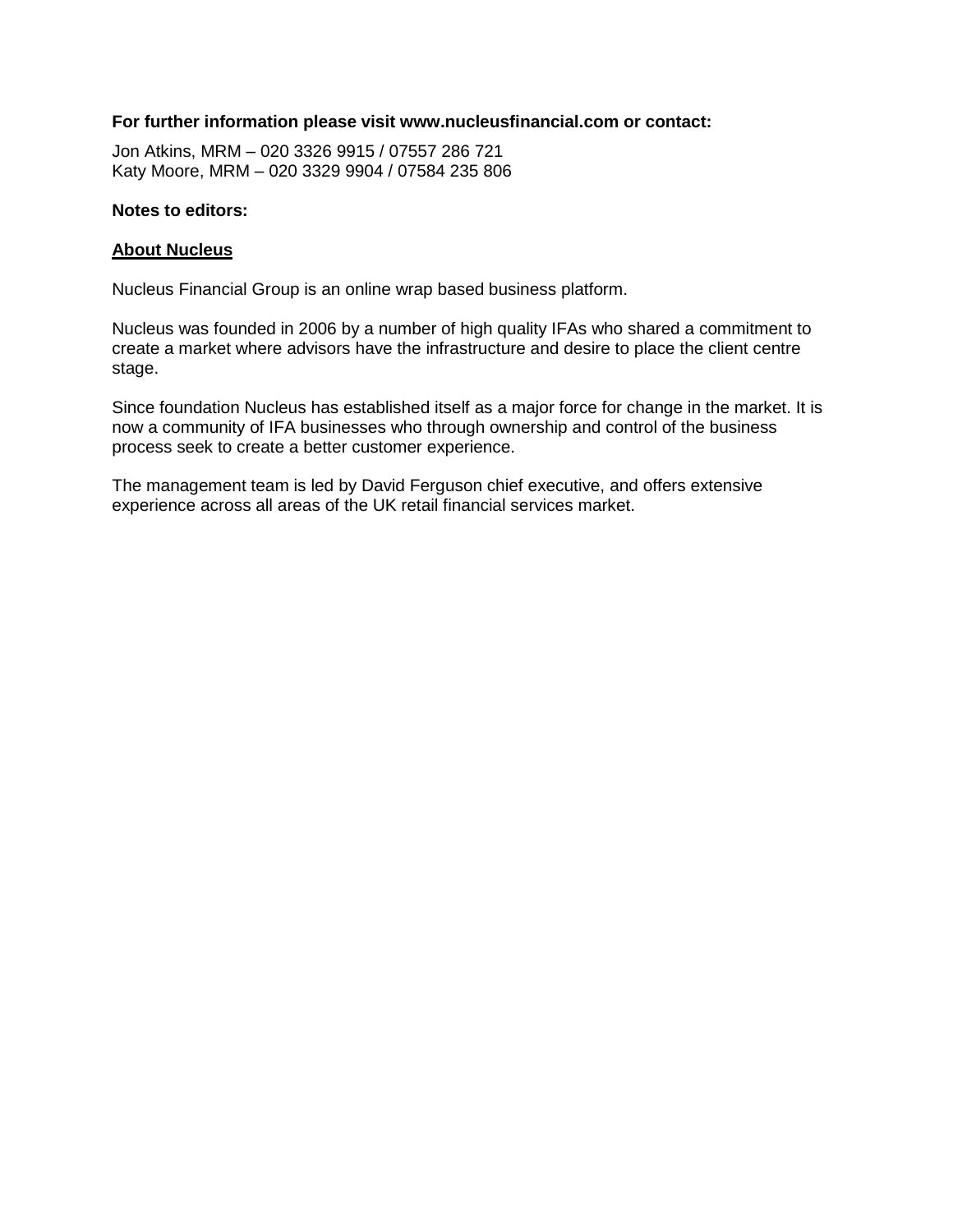**For further information please visit www.nucleusfinancial.com or contact:**

Jon Atkins, MRM – 020 3326 9915 / 07557 286 721
Katy Moore, MRM – 020 3329 9904 / 07584 235 806

**Notes to editors:**

**<u>About Nucleus</u>**

Nucleus Financial Group is an online wrap based business platform.

Nucleus was founded in 2006 by a number of high quality IFAs who shared a commitment to create a market where advisors have the infrastructure and desire to place the client centre stage.

Since foundation Nucleus has established itself as a major force for change in the market. It is now a community of IFA businesses who through ownership and control of the business process seek to create a better customer experience.

The management team is led by David Ferguson chief executive, and offers extensive experience across all areas of the UK retail financial services market.